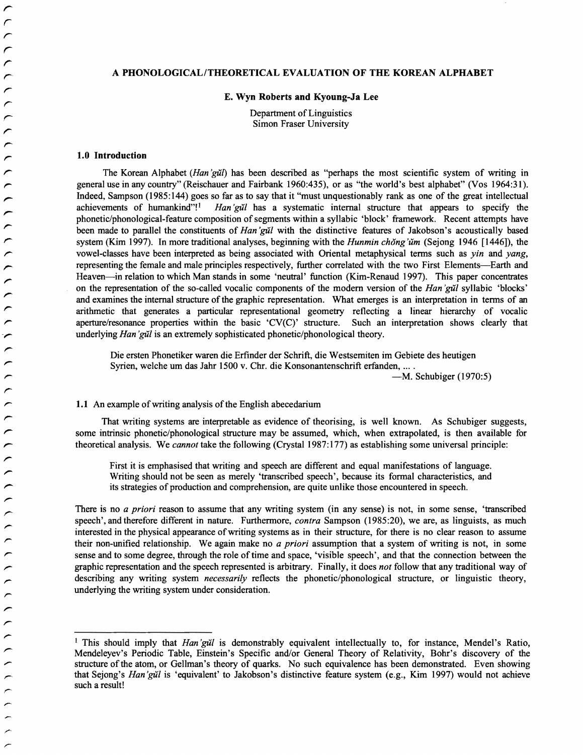# A PHONOLOGICAL/THEORETICAL EVALUATION OF THE KOREAN ALPHABET

**E. Wyn Roberts and Kyoung-Ja Lee**

Department of Linguistics
Simon Fraser University

## 1.0 Introduction

The Korean Alphabet (*Han'gŭl*) has been described as "perhaps the most scientific system of writing in general use in any country" (Reischauer and Fairbank 1960:435), or as "the world's best alphabet" (Vos 1964:31). Indeed, Sampson (1985:144) goes so far as to say that it "must unquestionably rank as one of the great intellectual achievements of humankind"![1] *Han'gŭl* has a systematic internal structure that appears to specify the phonetic/phonological-feature composition of segments within a syllabic 'block' framework. Recent attempts have been made to parallel the constituents of *Han'gŭl* with the distinctive features of Jakobson's acoustically based system (Kim 1997). In more traditional analyses, beginning with the *Hunmin chŏng'ŭm* (Sejong 1946 [1446]), the vowel-classes have been interpreted as being associated with Oriental metaphysical terms such as *yin* and *yang*, representing the female and male principles respectively, further correlated with the two First Elements—Earth and Heaven—in relation to which Man stands in some 'neutral' function (Kim-Renaud 1997). This paper concentrates on the representation of the so-called vocalic components of the modern version of the *Han'gŭl* syllabic 'blocks' and examines the internal structure of the graphic representation. What emerges is an interpretation in terms of an arithmetic that generates a particular representational geometry reflecting a linear hierarchy of vocalic aperture/resonance properties within the basic 'CV(C)' structure. Such an interpretation shows clearly that underlying *Han'gŭl* is an extremely sophisticated phonetic/phonological theory.

> Die ersten Phonetiker waren die Erfinder der Schrift, die Westsemiten im Gebiete des heutigen Syrien, welche um das Jahr 1500 v. Chr. die Konsonantenschrift erfanden, ... .
>
> —M. Schubiger (1970:5)

### 1.1 An example of writing analysis of the English abecedarium

That writing systems are interpretable as evidence of theorising, is well known. As Schubiger suggests, some intrinsic phonetic/phonological structure may be assumed, which, when extrapolated, is then available for theoretical analysis. We *cannot* take the following (Crystal 1987:177) as establishing some universal principle:

> First it is emphasised that writing and speech are different and equal manifestations of language. Writing should not be seen as merely 'transcribed speech', because its formal characteristics, and its strategies of production and comprehension, are quite unlike those encountered in speech.

There is no *a priori* reason to assume that any writing system (in any sense) is not, in some sense, 'transcribed speech', and therefore different in nature. Furthermore, *contra* Sampson (1985:20), we are, as linguists, as much interested in the physical appearance of writing systems as in their structure, for there is no clear reason to assume their non-unified relationship. We again make no *a priori* assumption that a system of writing is not, in some sense and to some degree, through the role of time and space, 'visible speech', and that the connection between the graphic representation and the speech represented is arbitrary. Finally, it does *not* follow that any traditional way of describing any writing system *necessarily* reflects the phonetic/phonological structure, or linguistic theory, underlying the writing system under consideration.

---

[1] This should imply that *Han'gŭl* is demonstrably equivalent intellectually to, for instance, Mendel's Ratio, Mendeleyev's Periodic Table, Einstein's Specific and/or General Theory of Relativity, Bohr's discovery of the structure of the atom, or Gellman's theory of quarks. No such equivalence has been demonstrated. Even showing that Sejong's *Han'gŭl* is 'equivalent' to Jakobson's distinctive feature system (e.g., Kim 1997) would not achieve such a result!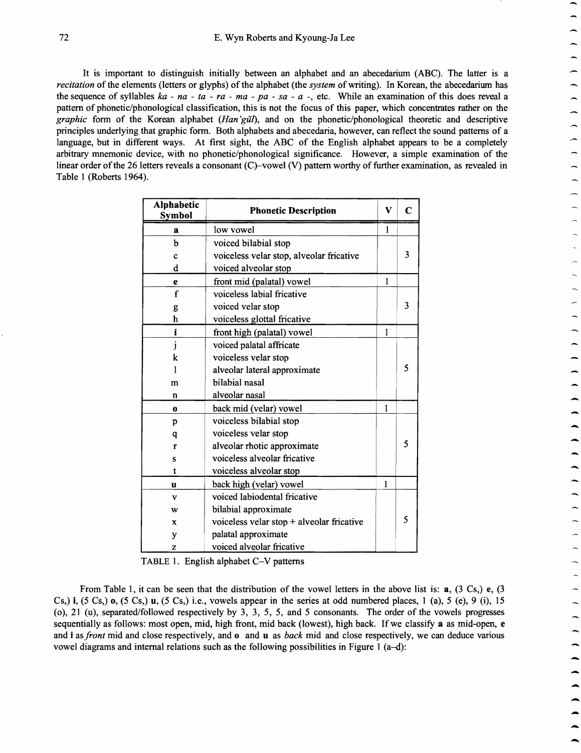It is important to distinguish initially between an alphabet and an abecedarium (ABC). The latter is a *recitation* of the elements (letters or glyphs) of the alphabet (the *system* of writing). In Korean, the abecedarium has the sequence of syllables *ka - na - ta - ra - ma - pa - sa - a -*, etc. While an examination of this does reveal a pattern of phonetic/phonological classification, this is not the focus of this paper, which concentrates rather on the *graphic* form of the Korean alphabet (*Han'gŭl*), and on the phonetic/phonological theoretic and descriptive principles underlying that graphic form. Both alphabets and abecedaria, however, can reflect the sound patterns of a language, but in different ways. At first sight, the ABC of the English alphabet appears to be a completely arbitrary mnemonic device, with no phonetic/phonological significance. However, a simple examination of the linear order of the 26 letters reveals a consonant (C)–vowel (V) pattern worthy of further examination, as revealed in Table 1 (Roberts 1964).

| Alphabetic Symbol | Phonetic Description | V | C |
|---|---|---|---|
| **a** | low vowel | 1 | |
| b | voiced bilabial stop | | |
| c | voiceless velar stop, alveolar fricative | | 3 |
| d | voiced alveolar stop | | |
| **e** | front mid (palatal) vowel | 1 | |
| f | voiceless labial fricative | | |
| g | voiced velar stop | | 3 |
| h | voiceless glottal fricative | | |
| **i** | front high (palatal) vowel | 1 | |
| j | voiced palatal affricate | | |
| k | voiceless velar stop | | |
| l | alveolar lateral approximate | | 5 |
| m | bilabial nasal | | |
| n | alveolar nasal | | |
| **o** | back mid (velar) vowel | 1 | |
| p | voiceless bilabial stop | | |
| q | voiceless velar stop | | |
| r | alveolar rhotic approximate | | 5 |
| s | voiceless alveolar fricative | | |
| t | voiceless alveolar stop | | |
| **u** | back high (velar) vowel | 1 | |
| v | voiced labiodental fricative | | |
| w | bilabial approximate | | |
| x | voiceless velar stop + alveolar fricative | | 5 |
| y | palatal approximate | | |
| z | voiced alveolar fricative | | |

TABLE 1. English alphabet C–V patterns

From Table 1, it can be seen that the distribution of the vowel letters in the above list is: **a**, (3 Cs,) **e**, (3 Cs,) **i**, (5 Cs,) **o**, (5 Cs,) **u**, (5 Cs,) i.e., vowels appear in the series at odd numbered places, 1 (a), 5 (e), 9 (i), 15 (o), 21 (u), separated/followed respectively by 3, 3, 5, 5, and 5 consonants. The order of the vowels progresses sequentially as follows: most open, mid, high front, mid back (lowest), high back. If we classify **a** as mid-open, **e** and **i** as *front* mid and close respectively, and **o** and **u** as *back* mid and close respectively, we can deduce various vowel diagrams and internal relations such as the following possibilities in Figure 1 (a–d):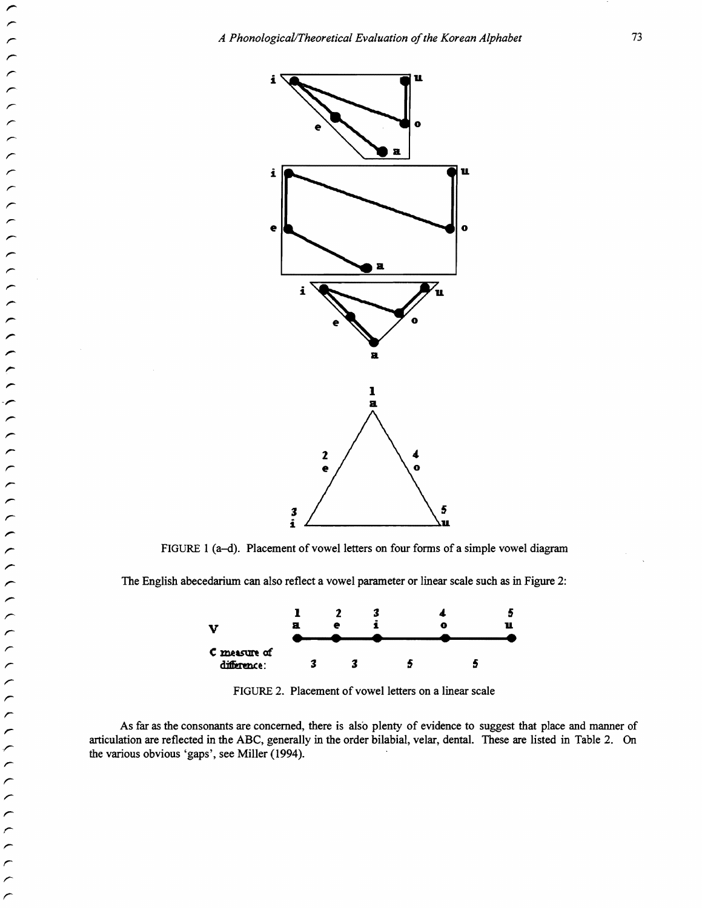FIGURE 1 (a–d). Placement of vowel letters on four forms of a simple vowel diagram

The English abecedarium can also reflect a vowel parameter or linear scale such as in Figure 2:

| | 1 | | 2 | | 3 | | 4 | | 5 |
|---|---|---|---|---|---|---|---|---|---|
| V | a | | e | | i | | o | | u |
| C measure of difference: | | 3 | | 3 | | 5 | | 5 | |

FIGURE 2. Placement of vowel letters on a linear scale

As far as the consonants are concerned, there is also plenty of evidence to suggest that place and manner of articulation are reflected in the ABC, generally in the order bilabial, velar, dental. These are listed in Table 2. On the various obvious 'gaps', see Miller (1994).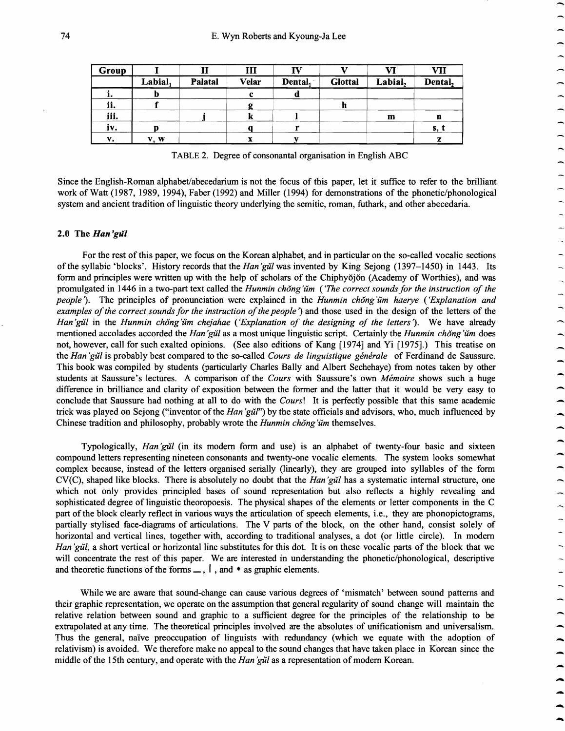| Group | I | II | III | IV | V | VI | VII |
|---|---|---|---|---|---|---|---|
| | Labial$_1$ | Palatal | Velar | Dental$_1$ | Glottal | Labial$_2$ | Dental$_2$ |
| i. | b | | c | d | | | |
| ii. | f | | g | | h | | |
| iii. | | j | k | l | | m | n |
| iv. | p | | q | r | | | s, t |
| v. | v, w | | x | y | | | z |

TABLE 2. Degree of consonantal organisation in English ABC

Since the English-Roman alphabet/abecedarium is not the focus of this paper, let it suffice to refer to the brilliant work of Watt (1987, 1989, 1994), Faber (1992) and Miller (1994) for demonstrations of the phonetic/phonological system and ancient tradition of linguistic theory underlying the semitic, roman, futhark, and other abecedaria.

## 2.0 The *Han'gŭl*

For the rest of this paper, we focus on the Korean alphabet, and in particular on the so-called vocalic sections of the syllabic 'blocks'. History records that the *Han'gŭl* was invented by King Sejong (1397–1450) in 1443. Its form and principles were written up with the help of scholars of the Chiphyŏjŏn (Academy of Worthies), and was promulgated in 1446 in a two-part text called the *Hunmin chŏng'ŭm* (*'The correct sounds for the instruction of the people'*). The principles of pronunciation were explained in the *Hunmin chŏng'ŭm haerye* (*'Explanation and examples of the correct sounds for the instruction of the people'*) and those used in the design of the letters of the *Han'gŭl* in the *Hunmin chŏng'ŭm chejahae* (*'Explanation of the designing of the letters'*). We have already mentioned accolades accorded the *Han'gŭl* as a most unique linguistic script. Certainly the *Hunmin chŏng'ŭm* does not, however, call for such exalted opinions. (See also editions of Kang [1974] and Yi [1975].) This treatise on the *Han'gŭl* is probably best compared to the so-called *Cours de linguistique générale* of Ferdinand de Saussure. This book was compiled by students (particularly Charles Bally and Albert Sechehaye) from notes taken by other students at Saussure's lectures. A comparison of the *Cours* with Saussure's own *Mémoire* shows such a huge difference in brilliance and clarity of exposition between the former and the latter that it would be very easy to conclude that Saussure had nothing at all to do with the *Cours*! It is perfectly possible that this same academic trick was played on Sejong ("inventor of the *Han'gŭl*") by the state officials and advisors, who, much influenced by Chinese tradition and philosophy, probably wrote the *Hunmin chŏng'ŭm* themselves.

Typologically, *Han'gŭl* (in its modern form and use) is an alphabet of twenty-four basic and sixteen compound letters representing nineteen consonants and twenty-one vocalic elements. The system looks somewhat complex because, instead of the letters organised serially (linearly), they are grouped into syllables of the form CV(C), shaped like blocks. There is absolutely no doubt that the *Han'gŭl* has a systematic internal structure, one which not only provides principled bases of sound representation but also reflects a highly revealing and sophisticated degree of linguistic theoropoesis. The physical shapes of the elements or letter components in the C part of the block clearly reflect in various ways the articulation of speech elements, i.e., they are phonopictograms, partially stylised face-diagrams of articulations. The V parts of the block, on the other hand, consist solely of horizontal and vertical lines, together with, according to traditional analyses, a dot (or little circle). In modern *Han'gŭl*, a short vertical or horizontal line substitutes for this dot. It is on these vocalic parts of the block that we will concentrate the rest of this paper. We are interested in understanding the phonetic/phonological, descriptive and theoretic functions of the forms —, |, and • as graphic elements.

While we are aware that sound-change can cause various degrees of 'mismatch' between sound patterns and their graphic representation, we operate on the assumption that general regularity of sound change will maintain the relative relation between sound and graphic to a sufficient degree for the principles of the relationship to be extrapolated at any time. The theoretical principles involved are the absolutes of unificationism and universalism. Thus the general, naïve preoccupation of linguists with redundancy (which we equate with the adoption of relativism) is avoided. We therefore make no appeal to the sound changes that have taken place in Korean since the middle of the 15th century, and operate with the *Han'gŭl* as a representation of modern Korean.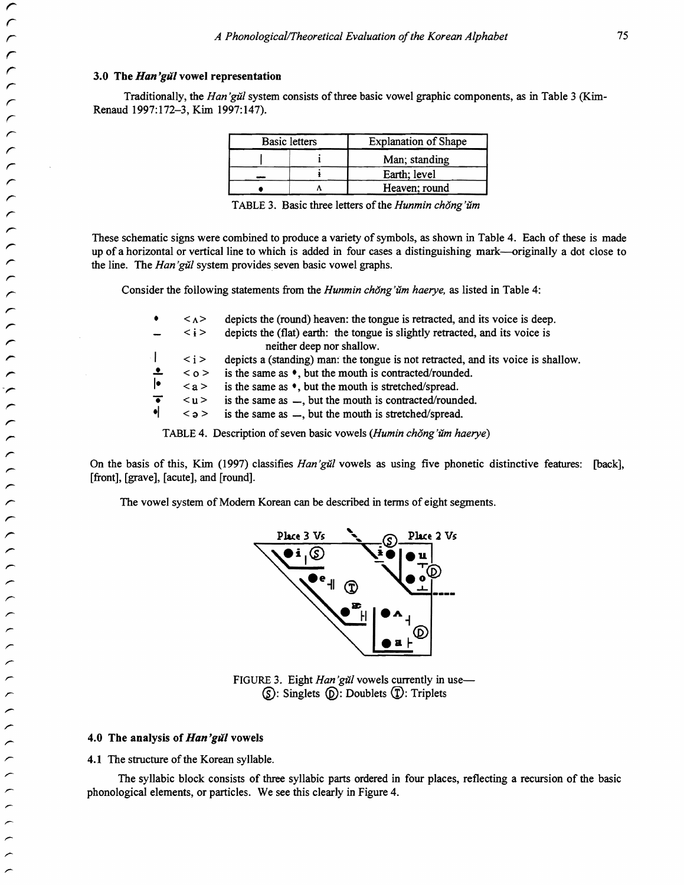### 3.0 The *Han'gŭl* vowel representation

Traditionally, the *Han'gŭl* system consists of three basic vowel graphic components, as in Table 3 (Kim-Renaud 1997:172–3, Kim 1997:147).

| Basic letters | | Explanation of Shape |
|---|---|---|
| ㅣ | i | Man; standing |
| ㅡ | ɨ | Earth; level |
| • | ʌ | Heaven; round |

TABLE 3. Basic three letters of the *Hunmin chŏng'ŭm*

These schematic signs were combined to produce a variety of symbols, as shown in Table 4. Each of these is made up of a horizontal or vertical line to which is added in four cases a distinguishing mark—originally a dot close to the line. The *Han'gŭl* system provides seven basic vowel graphs.

Consider the following statements from the *Hunmin chŏng'ŭm haerye,* as listed in Table 4:

| | | |
|---|---|---|
| • | < ʌ > | depicts the (round) heaven: the tongue is retracted, and its voice is deep. |
| ㅡ | < ɨ > | depicts the (flat) earth: the tongue is slightly retracted, and its voice is neither deep nor shallow. |
| ㅣ | < i > | depicts a (standing) man: the tongue is not retracted, and its voice is shallow. |
| ㅗ | < o > | is the same as •, but the mouth is contracted/rounded. |
| ㅏ | < a > | is the same as •, but the mouth is stretched/spread. |
| ㅜ | < u > | is the same as ㅡ, but the mouth is contracted/rounded. |
| ㅓ | < ə > | is the same as ㅡ, but the mouth is stretched/spread. |

TABLE 4. Description of seven basic vowels (*Humin chŏng'ŭm haerye*)

On the basis of this, Kim (1997) classifies *Han'gŭl* vowels as using five phonetic distinctive features: [back], [front], [grave], [acute], and [round].

The vowel system of Modern Korean can be described in terms of eight segments.

FIGURE 3. Eight *Han'gŭl* vowels currently in use— Ⓢ: Singlets Ⓓ: Doublets Ⓣ: Triplets

### 4.0 The analysis of *Han'gŭl* vowels

#### 4.1 The structure of the Korean syllable.

The syllabic block consists of three syllabic parts ordered in four places, reflecting a recursion of the basic phonological elements, or particles. We see this clearly in Figure 4.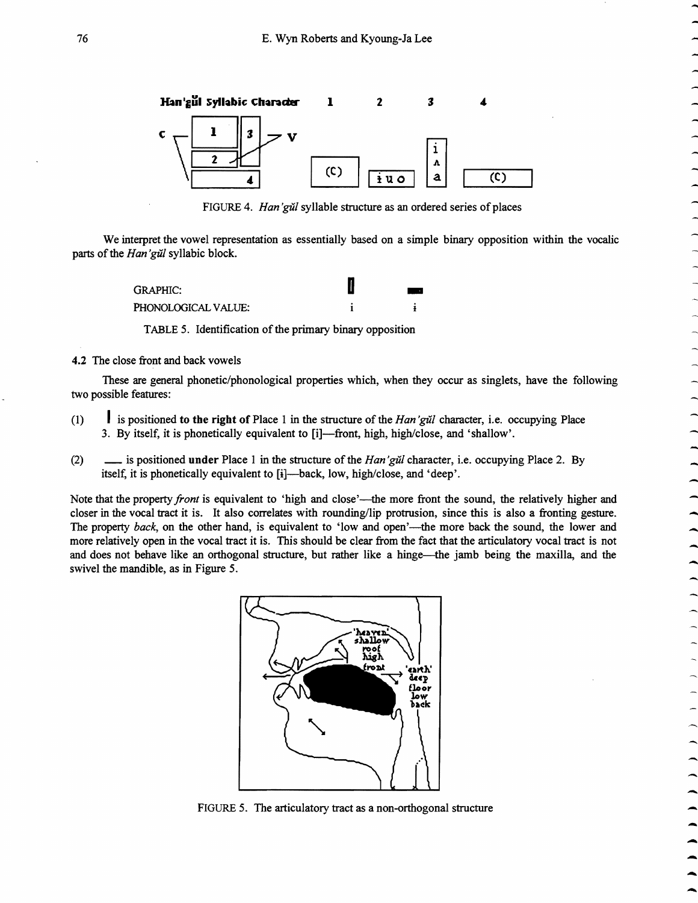FIGURE 4. *Han'gŭl* syllable structure as an ordered series of places

We interpret the vowel representation as essentially based on a simple binary opposition within the vocalic parts of the *Han'gŭl* syllabic block.

| GRAPHIC: | ㅣ | ㅡ |
|---|---|---|
| PHONOLOGICAL VALUE: | i | ɨ |

TABLE 5. Identification of the primary binary opposition

**4.2** The close front and back vowels

These are general phonetic/phonological properties which, when they occur as singlets, have the following two possible features:

(1) ㅣ is positioned **to the right of** Place 1 in the structure of the *Han'gŭl* character, i.e. occupying Place 3. By itself, it is phonetically equivalent to [i]—front, high, high/close, and 'shallow'.

(2) ㅡ is positioned **under** Place 1 in the structure of the *Han'gŭl* character, i.e. occupying Place 2. By itself, it is equivalent to [ɨ]—back, low, high/close, and 'deep'.

Note that the property *front* is equivalent to 'high and close'—the more front the sound, the relatively higher and closer in the vocal tract it is. It also correlates with rounding/lip protrusion, since this is also a fronting gesture. The property *back*, on the other hand, is equivalent to 'low and open'—the more back the sound, the lower and more relatively open in the vocal tract it is. This should be clear from the fact that the articulatory vocal tract is not and does not behave like an orthogonal structure, but rather like a hinge—the jamb being the maxilla, and the swivel the mandible, as in Figure 5.

FIGURE 5. The articulatory tract as a non-orthogonal structure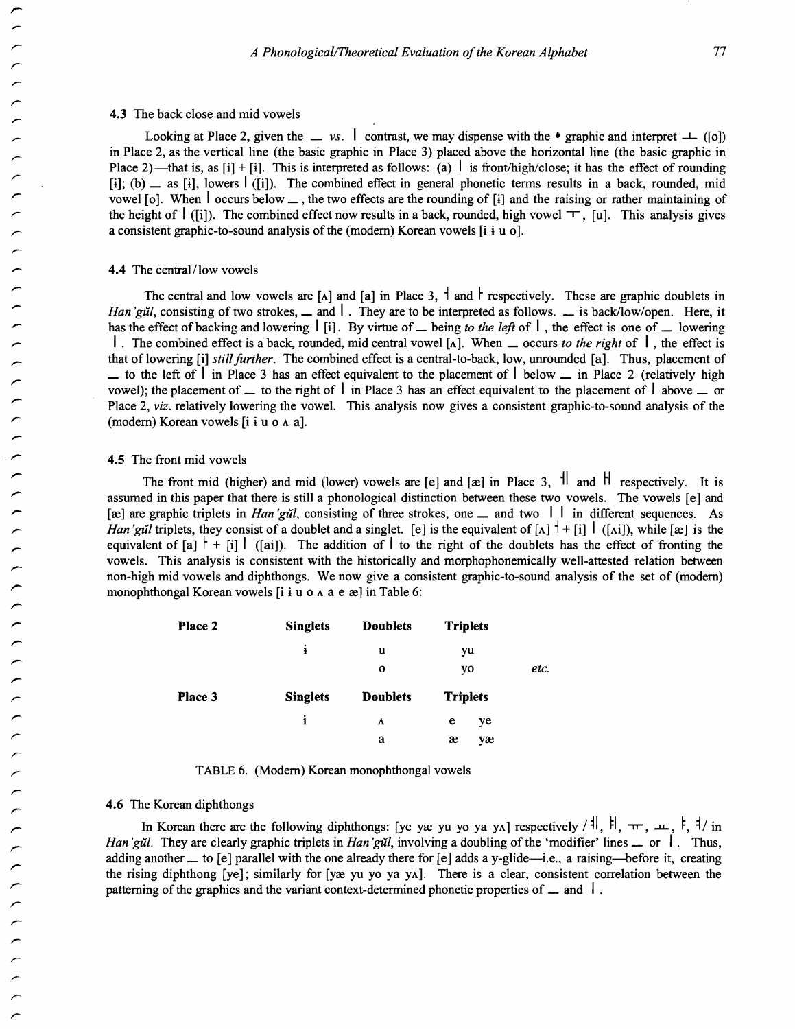### 4.3 The back close and mid vowels

Looking at Place 2, given the ㅡ *vs.* ㅣ contrast, we may dispense with the • graphic and interpret ㅗ ([o]) in Place 2, as the vertical line (the basic graphic in Place 3) placed above the horizontal line (the basic graphic in Place 2)—that is, as [i] + [ɨ]. This is interpreted as follows: (a) ㅣ is front/high/close; it has the effect of rounding [ɨ]; (b) ㅡ as [ɨ], lowers ㅣ ([i]). The combined effect in general phonetic terms results in a back, rounded, mid vowel [o]. When ㅣ occurs below ㅡ, the two effects are the rounding of [ɨ] and the raising or rather maintaining of the height of ㅣ ([i]). The combined effect now results in a back, rounded, high vowel ㅜ, [u]. This analysis gives a consistent graphic-to-sound analysis of the (modern) Korean vowels [i ɨ u o].

### 4.4 The central / low vowels

The central and low vowels are [ʌ] and [a] in Place 3, ㅓ and ㅏ respectively. These are graphic doublets in *Han'gŭl*, consisting of two strokes, ㅡ and ㅣ. They are to be interpreted as follows. ㅡ is back/low/open. Here, it has the effect of backing and lowering ㅣ [i]. By virtue of ㅡ being *to the left* of ㅣ, the effect is one of ㅡ lowering ㅣ. The combined effect is a back, rounded, mid central vowel [ʌ]. When ㅡ occurs *to the right* of ㅣ, the effect is that of lowering [i] *still further*. The combined effect is a central-to-back, low, unrounded [a]. Thus, placement of ㅡ to the left of ㅣ in Place 3 has an effect equivalent to the placement of ㅣ below ㅡ in Place 2 (relatively high vowel); the placement of ㅡ to the right of ㅣ in Place 3 has an effect equivalent to the placement of ㅣ above ㅡ or Place 2, *viz.* relatively lowering the vowel. This analysis now gives a consistent graphic-to-sound analysis of the (modern) Korean vowels [i ɨ u o ʌ a].

### 4.5 The front mid vowels

The front mid (higher) and mid (lower) vowels are [e] and [æ] in Place 3, ㅔ and ㅐ respectively. It is assumed in this paper that there is still a phonological distinction between these two vowels. The vowels [e] and [æ] are graphic triplets in *Han'gŭl*, consisting of three strokes, one ㅡ and two ㅣ ㅣ in different sequences. As *Han'gŭl* triplets, they consist of a doublet and a singlet. [e] is the equivalent of [ʌ] ㅓ + [i] ㅣ ([ʌi]), while [æ] is the equivalent of [a] ㅏ + [i] ㅣ ([ai]). The addition of ㅣ to the right of the doublets has the effect of fronting the vowels. This analysis is consistent with the historically and morphophonemically well-attested relation between non-high mid vowels and diphthongs. We now give a consistent graphic-to-sound analysis of the set of (modern) monophthongal Korean vowels [i ɨ u o ʌ a e æ] in Table 6:

| Place 2 | Singlets | Doublets | Triplets | |
|---|---|---|---|---|
| | ɨ | u | yu | |
| | | o | yo | *etc.* |
| **Place 3** | **Singlets** | **Doublets** | **Triplets** | |
| | i | ʌ | e ye | |
| | | a | æ yæ | |

TABLE 6. (Modern) Korean monophthongal vowels

### 4.6 The Korean diphthongs

In Korean there are the following diphthongs: [ye yæ yu yo ya yʌ] respectively / ㅖ, ㅒ, ㅠ, ㅛ, ㅑ, ㅕ/ in *Han'gŭl*. They are clearly graphic triplets in *Han'gŭl*, involving a doubling of the 'modifier' lines ㅡ or ㅣ. Thus, adding another ㅡ to [e] parallel with the one already there for [e] adds a y-glide—i.e., a raising—before it, creating the rising diphthong [ye]; similarly for [yæ yu yo ya yʌ]. There is a clear, consistent correlation between the patterning of the graphics and the variant context-determined phonetic properties of ㅡ and ㅣ.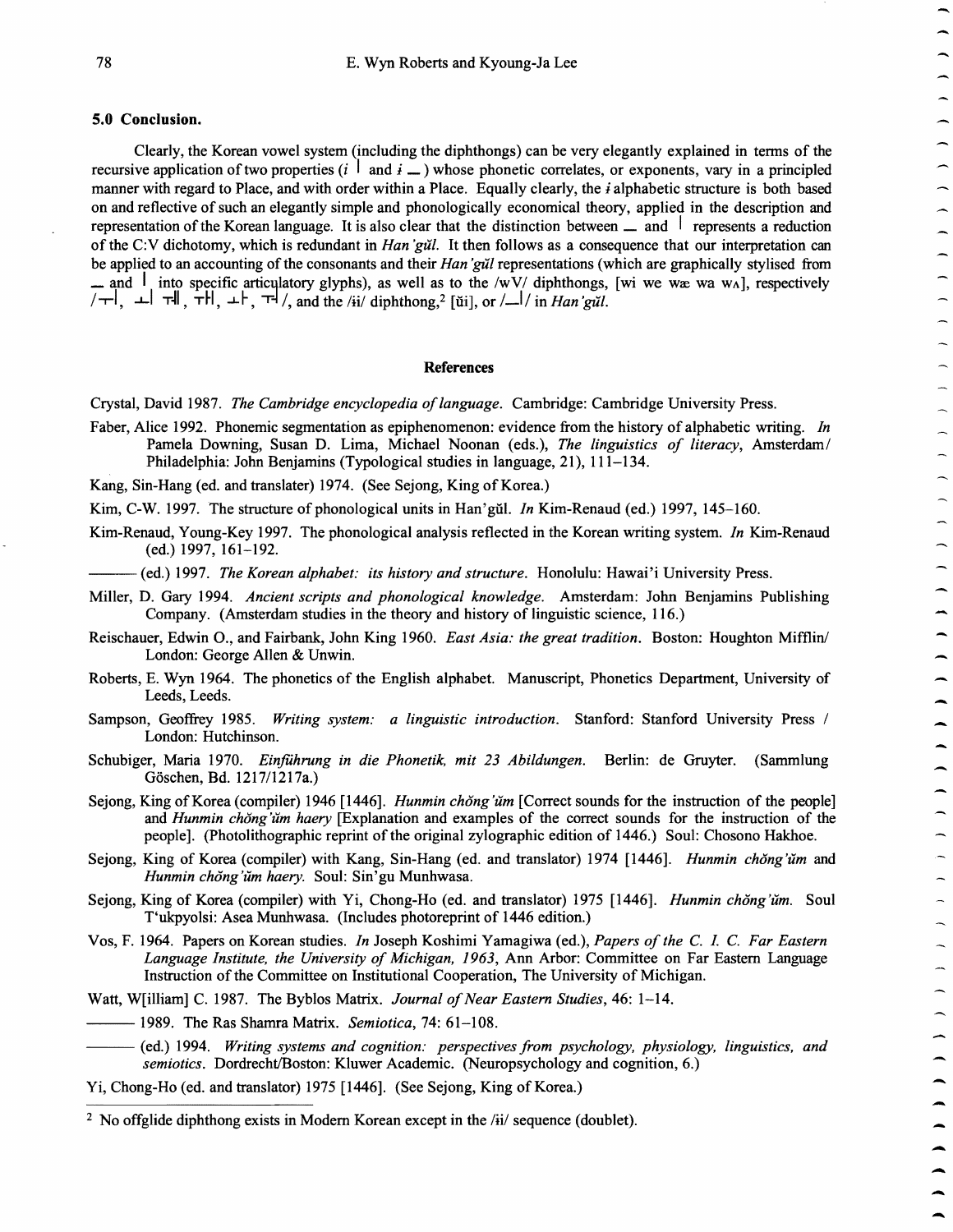### 5.0 Conclusion.

Clearly, the Korean vowel system (including the diphthongs) can be very elegantly explained in terms of the recursive application of two properties (*i* ㅣ and *ɨ* ㅡ) whose phonetic correlates, or exponents, vary in a principled manner with regard to Place, and with order within a Place. Equally clearly, the *i* alphabetic structure is both based on and reflective of such an elegantly simple and phonologically economical theory, applied in the description and representation of the Korean language. It is also clear that the distinction between ㅡ and ㅣ represents a reduction of the C:V dichotomy, which is redundant in *Han'gŭl*. It then follows as a consequence that our interpretation can be applied to an accounting of the consonants and their *Han'gŭl* representations (which are graphically stylised from ㅡ and ㅣ into specific articulatory glyphs), as well as to the /wV/ diphthongs, [wi we wæ wa wʌ], respectively /ㅟ, ㅚ ㅞ, ㅙ, ㅘ, ㅝ/, and the /ɨi/ diphthong,[2] [ŭi], or /ㅢ/ in *Han'gŭl*.

### References

Crystal, David 1987. *The Cambridge encyclopedia of language*. Cambridge: Cambridge University Press.

Faber, Alice 1992. Phonemic segmentation as epiphenomenon: evidence from the history of alphabetic writing. *In* Pamela Downing, Susan D. Lima, Michael Noonan (eds.), *The linguistics of literacy*, Amsterdam/ Philadelphia: John Benjamins (Typological studies in language, 21), 111–134.

Kang, Sin-Hang (ed. and translater) 1974. (See Sejong, King of Korea.)

Kim, C-W. 1997. The structure of phonological units in Han'gŭl. *In* Kim-Renaud (ed.) 1997, 145–160.

Kim-Renaud, Young-Key 1997. The phonological analysis reflected in the Korean writing system. *In* Kim-Renaud (ed.) 1997, 161–192.

——— (ed.) 1997. *The Korean alphabet: its history and structure*. Honolulu: Hawai'i University Press.

Miller, D. Gary 1994. *Ancient scripts and phonological knowledge*. Amsterdam: John Benjamins Publishing Company. (Amsterdam studies in the theory and history of linguistic science, 116.)

Reischauer, Edwin O., and Fairbank, John King 1960. *East Asia: the great tradition*. Boston: Houghton Mifflin/ London: George Allen & Unwin.

Roberts, E. Wyn 1964. The phonetics of the English alphabet. Manuscript, Phonetics Department, University of Leeds, Leeds.

Sampson, Geoffrey 1985. *Writing system: a linguistic introduction*. Stanford: Stanford University Press / London: Hutchinson.

Schubiger, Maria 1970. *Einführung in die Phonetik, mit 23 Abildungen*. Berlin: de Gruyter. (Sammlung Göschen, Bd. 1217/1217a.)

Sejong, King of Korea (compiler) 1946 [1446]. *Hunmin chŏng'ŭm* [Correct sounds for the instruction of the people] and *Hunmin chŏng'ŭm haery* [Explanation and examples of the correct sounds for the instruction of the people]. (Photolithographic reprint of the original zylographic edition of 1446.) Soul: Chosono Hakhoe.

Sejong, King of Korea (compiler) with Kang, Sin-Hang (ed. and translator) 1974 [1446]. *Hunmin chŏng'ŭm* and *Hunmin chŏng'ŭm haery*. Soul: Sin'gu Munhwasa.

Sejong, King of Korea (compiler) with Yi, Chong-Ho (ed. and translator) 1975 [1446]. *Hunmin chŏng'ŭm*. Soul T'ukpyolsi: Asea Munhwasa. (Includes photoreprint of 1446 edition.)

Vos, F. 1964. Papers on Korean studies. *In* Joseph Koshimi Yamagiwa (ed.), *Papers of the C. I. C. Far Eastern Language Institute, the University of Michigan, 1963*, Ann Arbor: Committee on Far Eastern Language Instruction of the Committee on Institutional Cooperation, The University of Michigan.

Watt, W[illiam] C. 1987. The Byblos Matrix. *Journal of Near Eastern Studies*, 46: 1–14.

——— 1989. The Ras Shamra Matrix. *Semiotica*, 74: 61–108.

——— (ed.) 1994. *Writing systems and cognition: perspectives from psychology, physiology, linguistics, and semiotics*. Dordrecht/Boston: Kluwer Academic. (Neuropsychology and cognition, 6.)

Yi, Chong-Ho (ed. and translator) 1975 [1446]. (See Sejong, King of Korea.)

---

[2] No offglide diphthong exists in Modern Korean except in the /ɨi/ sequence (doublet).